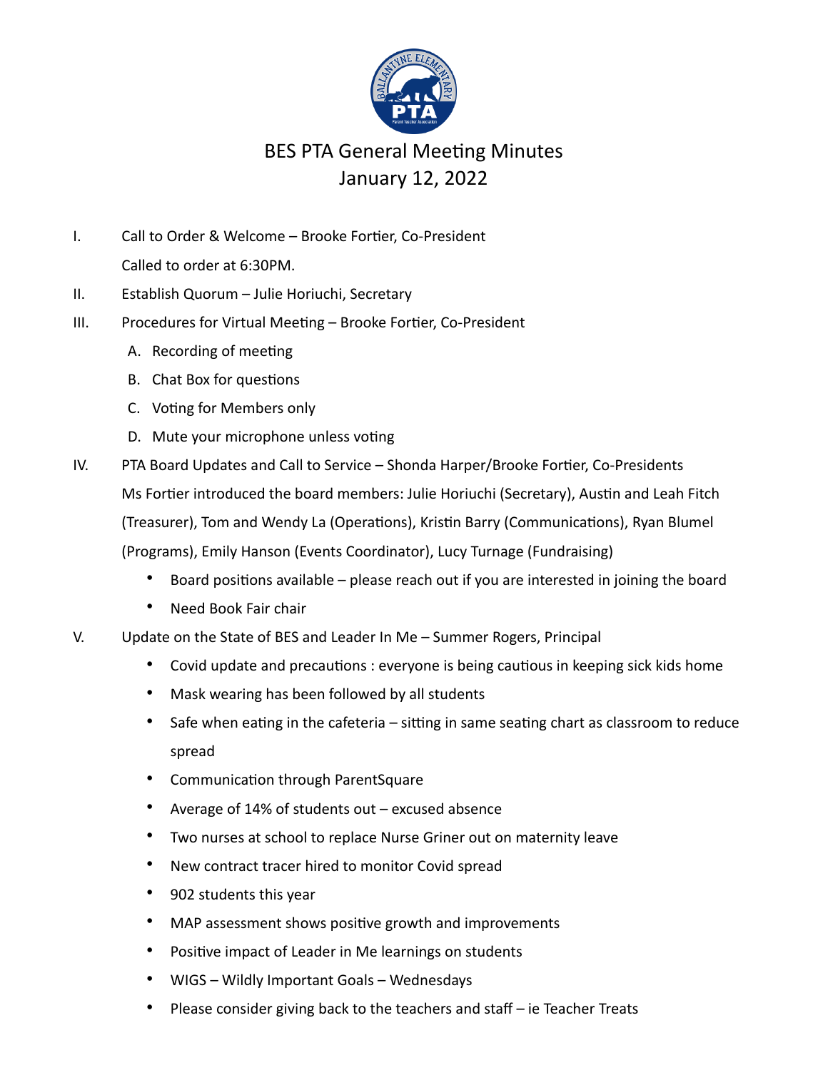# BES PTA General Meeting Minutes
## January 12, 2022

I. Call to Order & Welcome – Brooke Fortier, Co-President

Called to order at 6:30PM.

II. Establish Quorum – Julie Horiuchi, Secretary

III. Procedures for Virtual Meeting – Brooke Fortier, Co-President

A. Recording of meeting

B. Chat Box for questions

C. Voting for Members only

D. Mute your microphone unless voting

IV. PTA Board Updates and Call to Service – Shonda Harper/Brooke Fortier, Co-Presidents

Ms Fortier introduced the board members: Julie Horiuchi (Secretary), Austin and Leah Fitch (Treasurer), Tom and Wendy La (Operations), Kristin Barry (Communications), Ryan Blumel (Programs), Emily Hanson (Events Coordinator), Lucy Turnage (Fundraising)

- Board positions available – please reach out if you are interested in joining the board
- Need Book Fair chair

V. Update on the State of BES and Leader In Me – Summer Rogers, Principal

- Covid update and precautions : everyone is being cautious in keeping sick kids home
- Mask wearing has been followed by all students
- Safe when eating in the cafeteria – sitting in same seating chart as classroom to reduce spread
- Communication through ParentSquare
- Average of 14% of students out – excused absence
- Two nurses at school to replace Nurse Griner out on maternity leave
- New contract tracer hired to monitor Covid spread
- 902 students this year
- MAP assessment shows positive growth and improvements
- Positive impact of Leader in Me learnings on students
- WIGS – Wildly Important Goals – Wednesdays
- Please consider giving back to the teachers and staff – ie Teacher Treats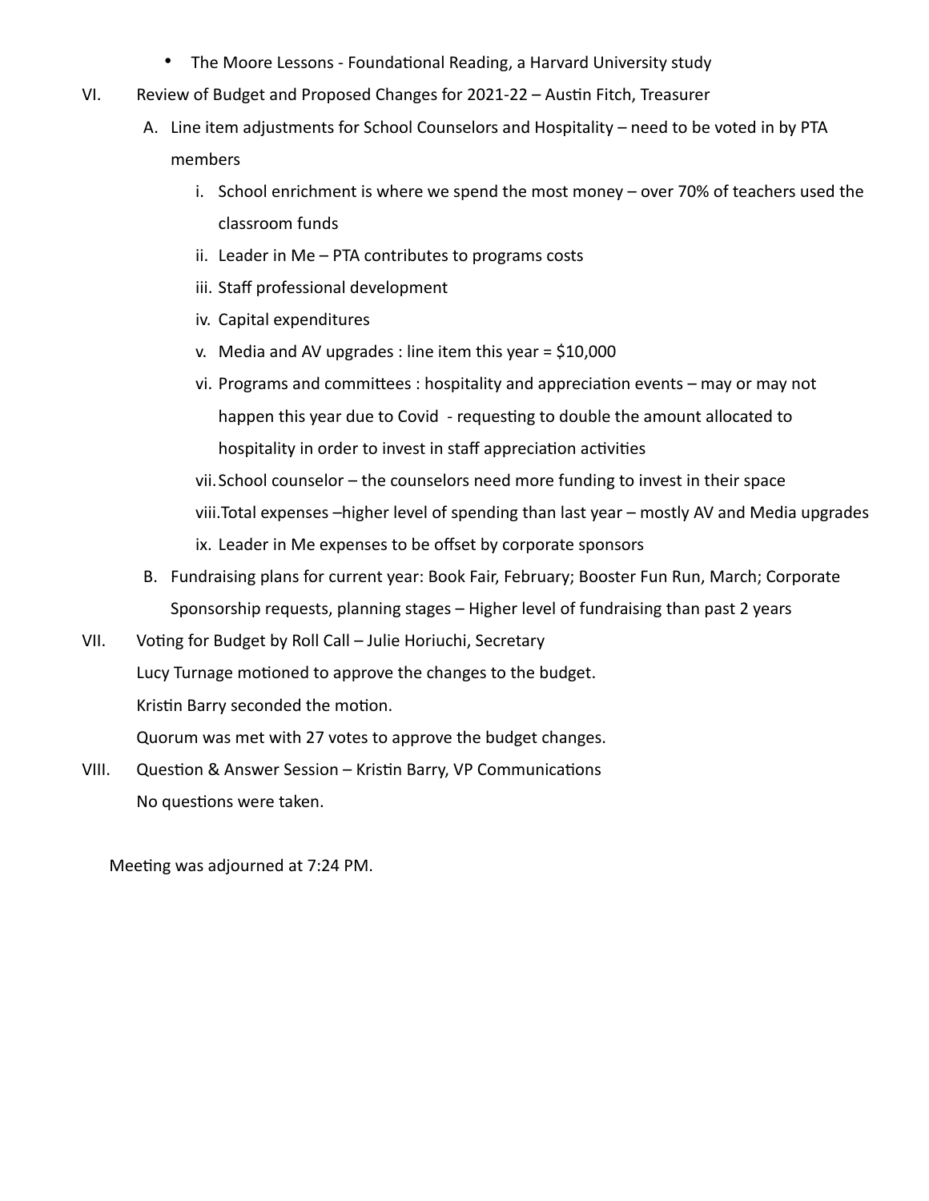- The Moore Lessons - Foundational Reading, a Harvard University study

VI. Review of Budget and Proposed Changes for 2021-22 – Austin Fitch, Treasurer

   A. Line item adjustments for School Counselors and Hospitality – need to be voted in by PTA members

      i. School enrichment is where we spend the most money – over 70% of teachers used the classroom funds

      ii. Leader in Me – PTA contributes to programs costs

      iii. Staff professional development

      iv. Capital expenditures

      v. Media and AV upgrades : line item this year = $10,000

      vi. Programs and committees : hospitality and appreciation events – may or may not happen this year due to Covid - requesting to double the amount allocated to hospitality in order to invest in staff appreciation activities

      vii. School counselor – the counselors need more funding to invest in their space

      viii. Total expenses –higher level of spending than last year – mostly AV and Media upgrades

      ix. Leader in Me expenses to be offset by corporate sponsors

   B. Fundraising plans for current year: Book Fair, February; Booster Fun Run, March; Corporate Sponsorship requests, planning stages – Higher level of fundraising than past 2 years

VII. Voting for Budget by Roll Call – Julie Horiuchi, Secretary

   Lucy Turnage motioned to approve the changes to the budget.

   Kristin Barry seconded the motion.

   Quorum was met with 27 votes to approve the budget changes.

VIII. Question & Answer Session – Kristin Barry, VP Communications

   No questions were taken.

Meeting was adjourned at 7:24 PM.